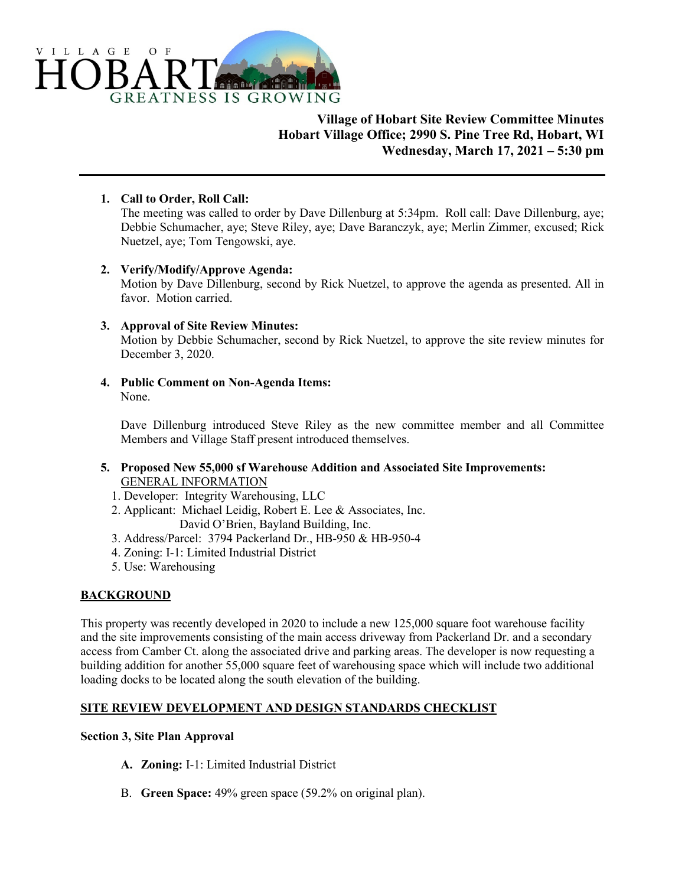VILLAGE OF HOBART
GREATNESS IS GROWING

**Village of Hobart Site Review Committee Minutes**
**Hobart Village Office; 2990 S. Pine Tree Rd, Hobart, WI**
**Wednesday, March 17, 2021 – 5:30 pm**

---

1. **Call to Order, Roll Call:**
   The meeting was called to order by Dave Dillenburg at 5:34pm. Roll call: Dave Dillenburg, aye; Debbie Schumacher, aye; Steve Riley, aye; Dave Baranczyk, aye; Merlin Zimmer, excused; Rick Nuetzel, aye; Tom Tengowski, aye.

2. **Verify/Modify/Approve Agenda:**
   Motion by Dave Dillenburg, second by Rick Nuetzel, to approve the agenda as presented. All in favor. Motion carried.

3. **Approval of Site Review Minutes:**
   Motion by Debbie Schumacher, second by Rick Nuetzel, to approve the site review minutes for December 3, 2020.

4. **Public Comment on Non-Agenda Items:**
   None.

   Dave Dillenburg introduced Steve Riley as the new committee member and all Committee Members and Village Staff present introduced themselves.

5. **Proposed New 55,000 sf Warehouse Addition and Associated Site Improvements:**
   GENERAL INFORMATION
   1. Developer: Integrity Warehousing, LLC
   2. Applicant: Michael Leidig, Robert E. Lee & Associates, Inc.
      David O'Brien, Bayland Building, Inc.
   3. Address/Parcel: 3794 Packerland Dr., HB-950 & HB-950-4
   4. Zoning: I-1: Limited Industrial District
   5. Use: Warehousing

**BACKGROUND**

This property was recently developed in 2020 to include a new 125,000 square foot warehouse facility and the site improvements consisting of the main access driveway from Packerland Dr. and a secondary access from Camber Ct. along the associated drive and parking areas. The developer is now requesting a building addition for another 55,000 square feet of warehousing space which will include two additional loading docks to be located along the south elevation of the building.

**SITE REVIEW DEVELOPMENT AND DESIGN STANDARDS CHECKLIST**

**Section 3, Site Plan Approval**

A. **Zoning:** I-1: Limited Industrial District

B. **Green Space:** 49% green space (59.2% on original plan).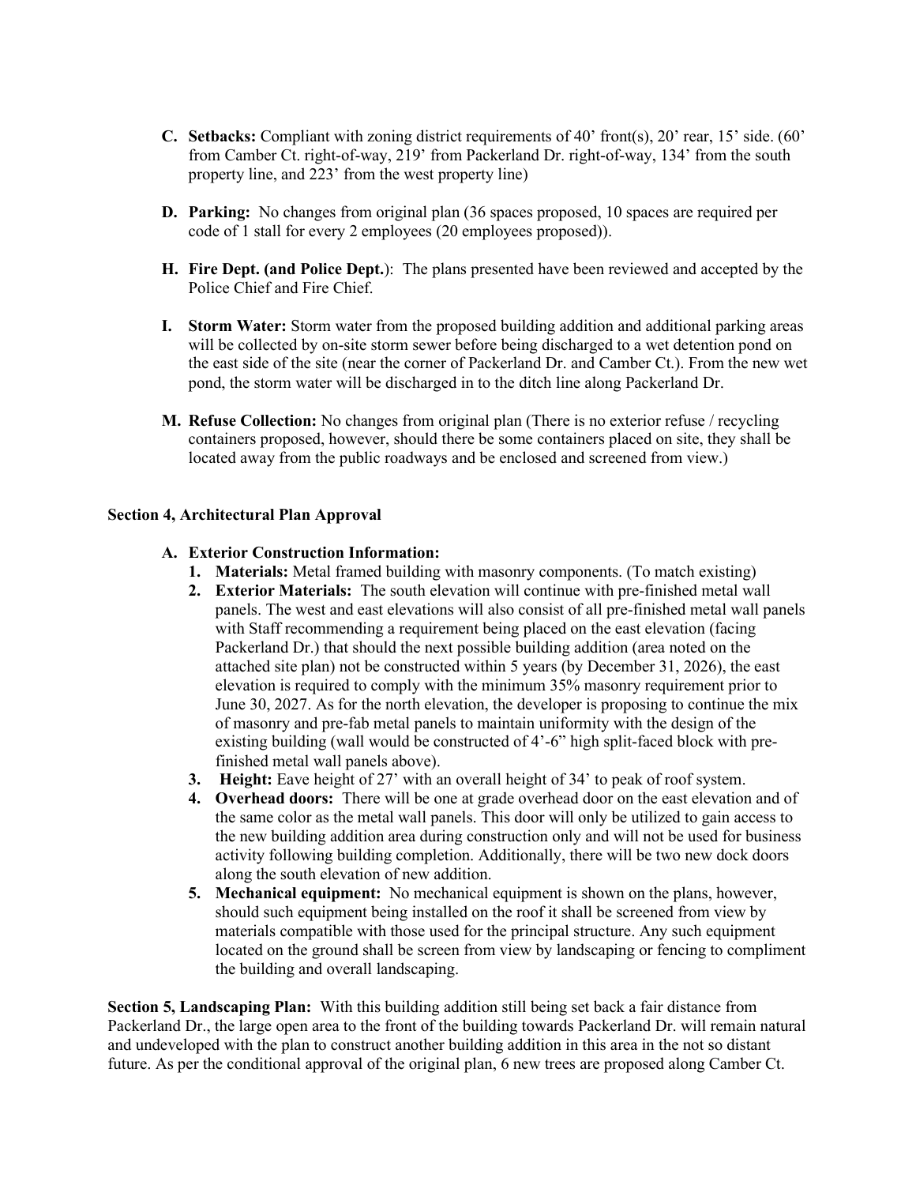- **C. Setbacks:** Compliant with zoning district requirements of 40' front(s), 20' rear, 15' side. (60' from Camber Ct. right-of-way, 219' from Packerland Dr. right-of-way, 134' from the south property line, and 223' from the west property line)

- **D. Parking:** No changes from original plan (36 spaces proposed, 10 spaces are required per code of 1 stall for every 2 employees (20 employees proposed)).

- **H. Fire Dept. (and Police Dept.)**: The plans presented have been reviewed and accepted by the Police Chief and Fire Chief.

- **I. Storm Water:** Storm water from the proposed building addition and additional parking areas will be collected by on-site storm sewer before being discharged to a wet detention pond on the east side of the site (near the corner of Packerland Dr. and Camber Ct.). From the new wet pond, the storm water will be discharged in to the ditch line along Packerland Dr.

- **M. Refuse Collection:** No changes from original plan (There is no exterior refuse / recycling containers proposed, however, should there be some containers placed on site, they shall be located away from the public roadways and be enclosed and screened from view.)

**Section 4, Architectural Plan Approval**

- **A. Exterior Construction Information:**
  1. **Materials:** Metal framed building with masonry components. (To match existing)
  2. **Exterior Materials:** The south elevation will continue with pre-finished metal wall panels. The west and east elevations will also consist of all pre-finished metal wall panels with Staff recommending a requirement being placed on the east elevation (facing Packerland Dr.) that should the next possible building addition (area noted on the attached site plan) not be constructed within 5 years (by December 31, 2026), the east elevation is required to comply with the minimum 35% masonry requirement prior to June 30, 2027. As for the north elevation, the developer is proposing to continue the mix of masonry and pre-fab metal panels to maintain uniformity with the design of the existing building (wall would be constructed of 4'-6" high split-faced block with pre-finished metal wall panels above).
  3. **Height:** Eave height of 27' with an overall height of 34' to peak of roof system.
  4. **Overhead doors:** There will be one at grade overhead door on the east elevation and of the same color as the metal wall panels. This door will only be utilized to gain access to the new building addition area during construction only and will not be used for business activity following building completion. Additionally, there will be two new dock doors along the south elevation of new addition.
  5. **Mechanical equipment:** No mechanical equipment is shown on the plans, however, should such equipment being installed on the roof it shall be screened from view by materials compatible with those used for the principal structure. Any such equipment located on the ground shall be screen from view by landscaping or fencing to compliment the building and overall landscaping.

**Section 5, Landscaping Plan:** With this building addition still being set back a fair distance from Packerland Dr., the large open area to the front of the building towards Packerland Dr. will remain natural and undeveloped with the plan to construct another building addition in this area in the not so distant future. As per the conditional approval of the original plan, 6 new trees are proposed along Camber Ct.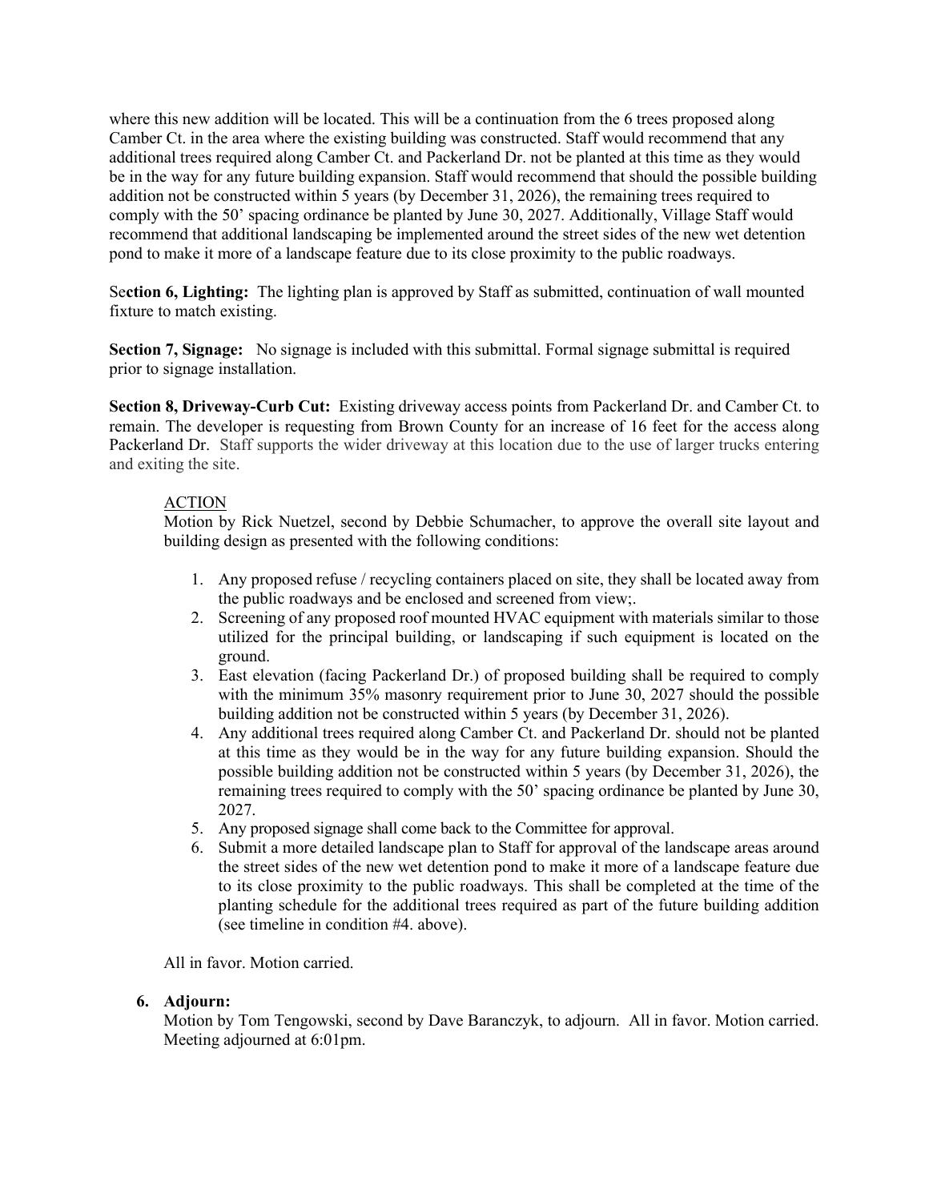where this new addition will be located. This will be a continuation from the 6 trees proposed along Camber Ct. in the area where the existing building was constructed. Staff would recommend that any additional trees required along Camber Ct. and Packerland Dr. not be planted at this time as they would be in the way for any future building expansion. Staff would recommend that should the possible building addition not be constructed within 5 years (by December 31, 2026), the remaining trees required to comply with the 50' spacing ordinance be planted by June 30, 2027. Additionally, Village Staff would recommend that additional landscaping be implemented around the street sides of the new wet detention pond to make it more of a landscape feature due to its close proximity to the public roadways.

**Section 6, Lighting:** The lighting plan is approved by Staff as submitted, continuation of wall mounted fixture to match existing.

**Section 7, Signage:** No signage is included with this submittal. Formal signage submittal is required prior to signage installation.

**Section 8, Driveway-Curb Cut:** Existing driveway access points from Packerland Dr. and Camber Ct. to remain. The developer is requesting from Brown County for an increase of 16 feet for the access along Packerland Dr. Staff supports the wider driveway at this location due to the use of larger trucks entering and exiting the site.

ACTION

Motion by Rick Nuetzel, second by Debbie Schumacher, to approve the overall site layout and building design as presented with the following conditions:

1. Any proposed refuse / recycling containers placed on site, they shall be located away from the public roadways and be enclosed and screened from view;.
2. Screening of any proposed roof mounted HVAC equipment with materials similar to those utilized for the principal building, or landscaping if such equipment is located on the ground.
3. East elevation (facing Packerland Dr.) of proposed building shall be required to comply with the minimum 35% masonry requirement prior to June 30, 2027 should the possible building addition not be constructed within 5 years (by December 31, 2026).
4. Any additional trees required along Camber Ct. and Packerland Dr. should not be planted at this time as they would be in the way for any future building expansion. Should the possible building addition not be constructed within 5 years (by December 31, 2026), the remaining trees required to comply with the 50' spacing ordinance be planted by June 30, 2027.
5. Any proposed signage shall come back to the Committee for approval.
6. Submit a more detailed landscape plan to Staff for approval of the landscape areas around the street sides of the new wet detention pond to make it more of a landscape feature due to its close proximity to the public roadways. This shall be completed at the time of the planting schedule for the additional trees required as part of the future building addition (see timeline in condition #4. above).

All in favor. Motion carried.

**6. Adjourn:**

Motion by Tom Tengowski, second by Dave Baranczyk, to adjourn. All in favor. Motion carried. Meeting adjourned at 6:01pm.